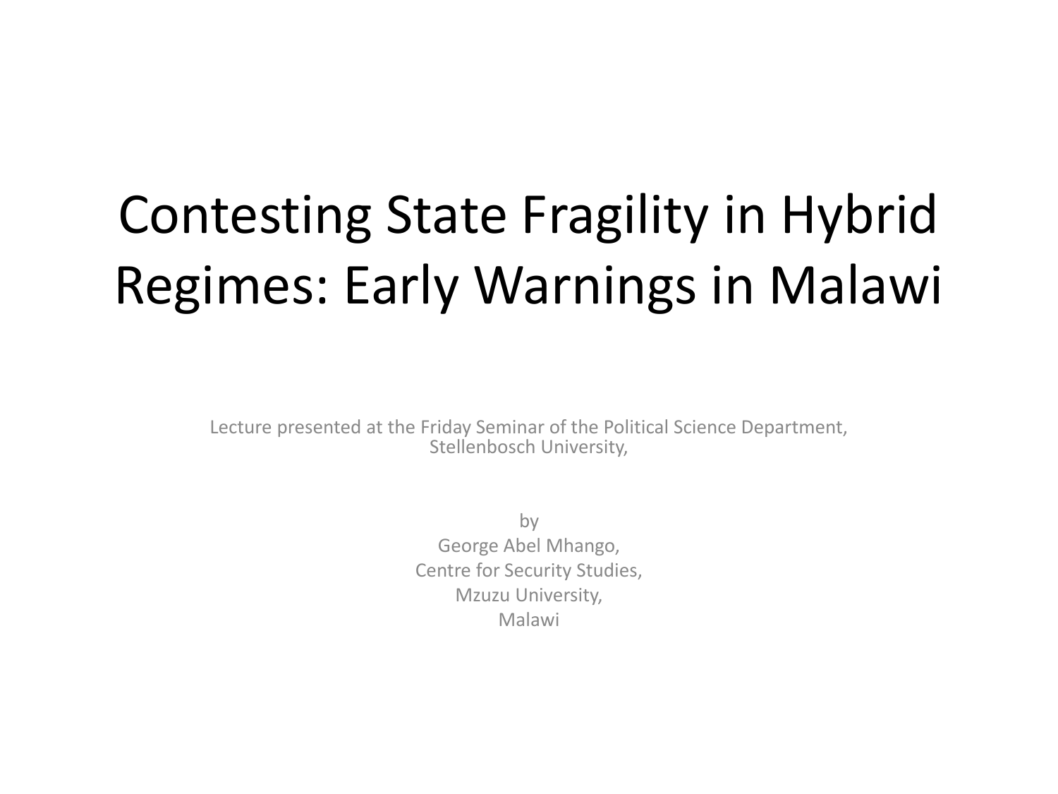# Contesting State Fragility in Hybrid Regimes: Early Warnings in Malawi

Lecture presented at the Friday Seminar of the Political Science Department, Stellenbosch University,

by
George Abel Mhango,
Centre for Security Studies,
Mzuzu University,
Malawi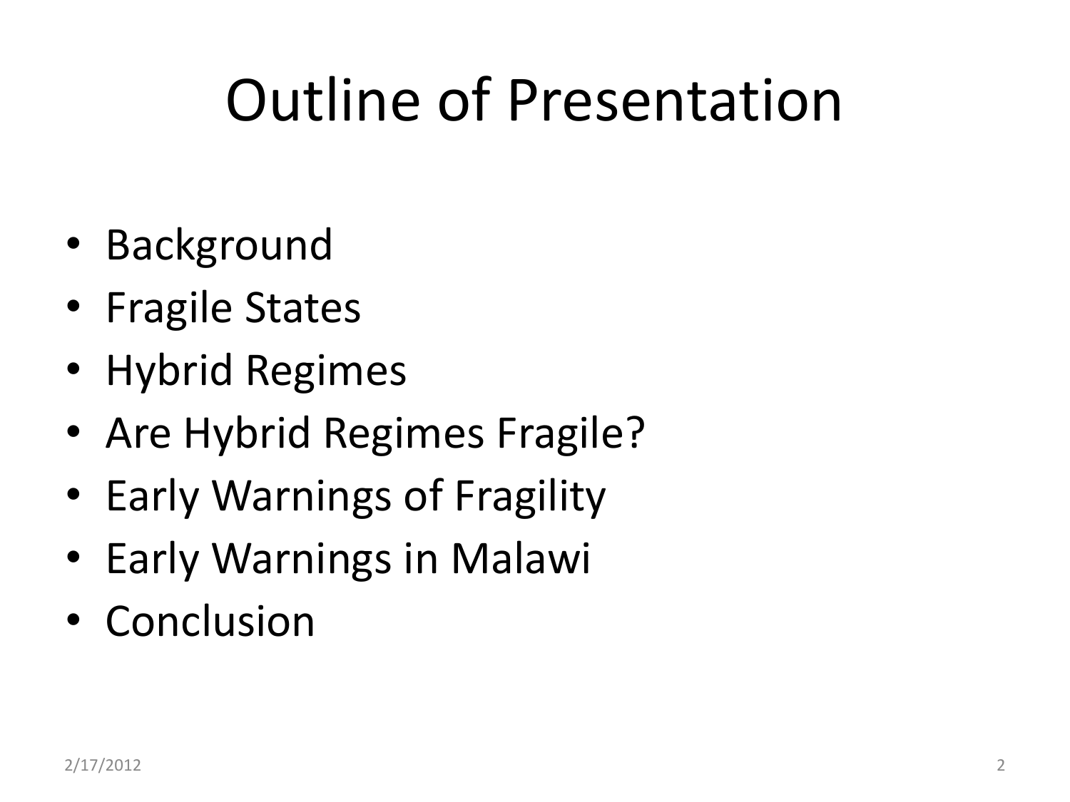# Outline of Presentation

- Background
- Fragile States
- Hybrid Regimes
- Are Hybrid Regimes Fragile?
- Early Warnings of Fragility
- Early Warnings in Malawi
- Conclusion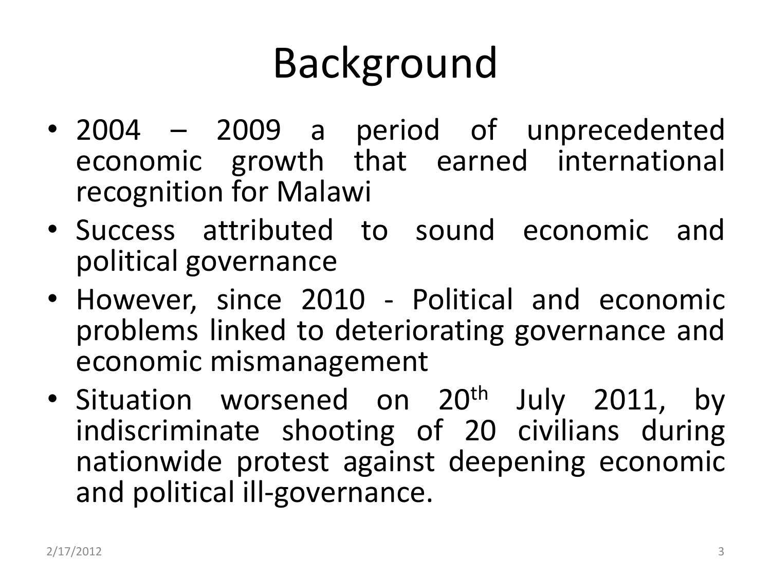# Background

- 2004 – 2009 a period of unprecedented economic growth that earned international recognition for Malawi
- Success attributed to sound economic and political governance
- However, since 2010 - Political and economic problems linked to deteriorating governance and economic mismanagement
- Situation worsened on 20th July 2011, by indiscriminate shooting of 20 civilians during nationwide protest against deepening economic and political ill-governance.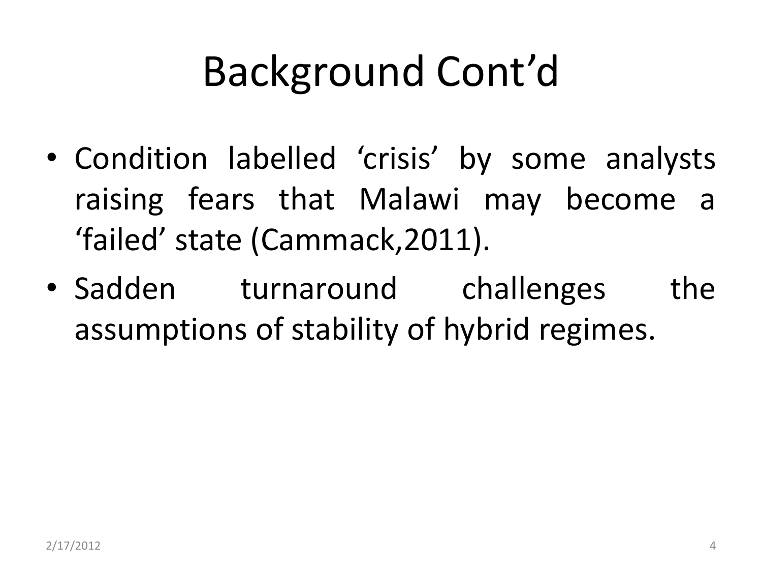# Background Cont'd

- Condition labelled 'crisis' by some analysts raising fears that Malawi may become a 'failed' state (Cammack,2011).
- Sadden turnaround challenges the assumptions of stability of hybrid regimes.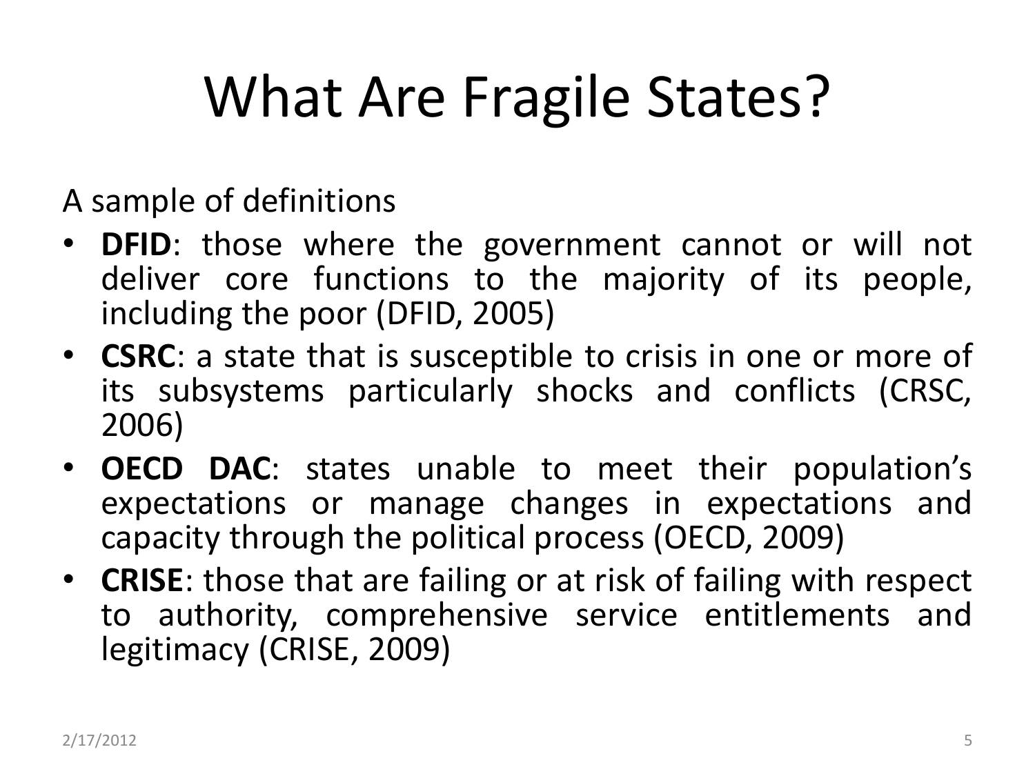# What Are Fragile States?

A sample of definitions

- **DFID**: those where the government cannot or will not deliver core functions to the majority of its people, including the poor (DFID, 2005)
- **CSRC**: a state that is susceptible to crisis in one or more of its subsystems particularly shocks and conflicts (CRSC, 2006)
- **OECD DAC**: states unable to meet their population's expectations or manage changes in expectations and capacity through the political process (OECD, 2009)
- **CRISE**: those that are failing or at risk of failing with respect to authority, comprehensive service entitlements and legitimacy (CRISE, 2009)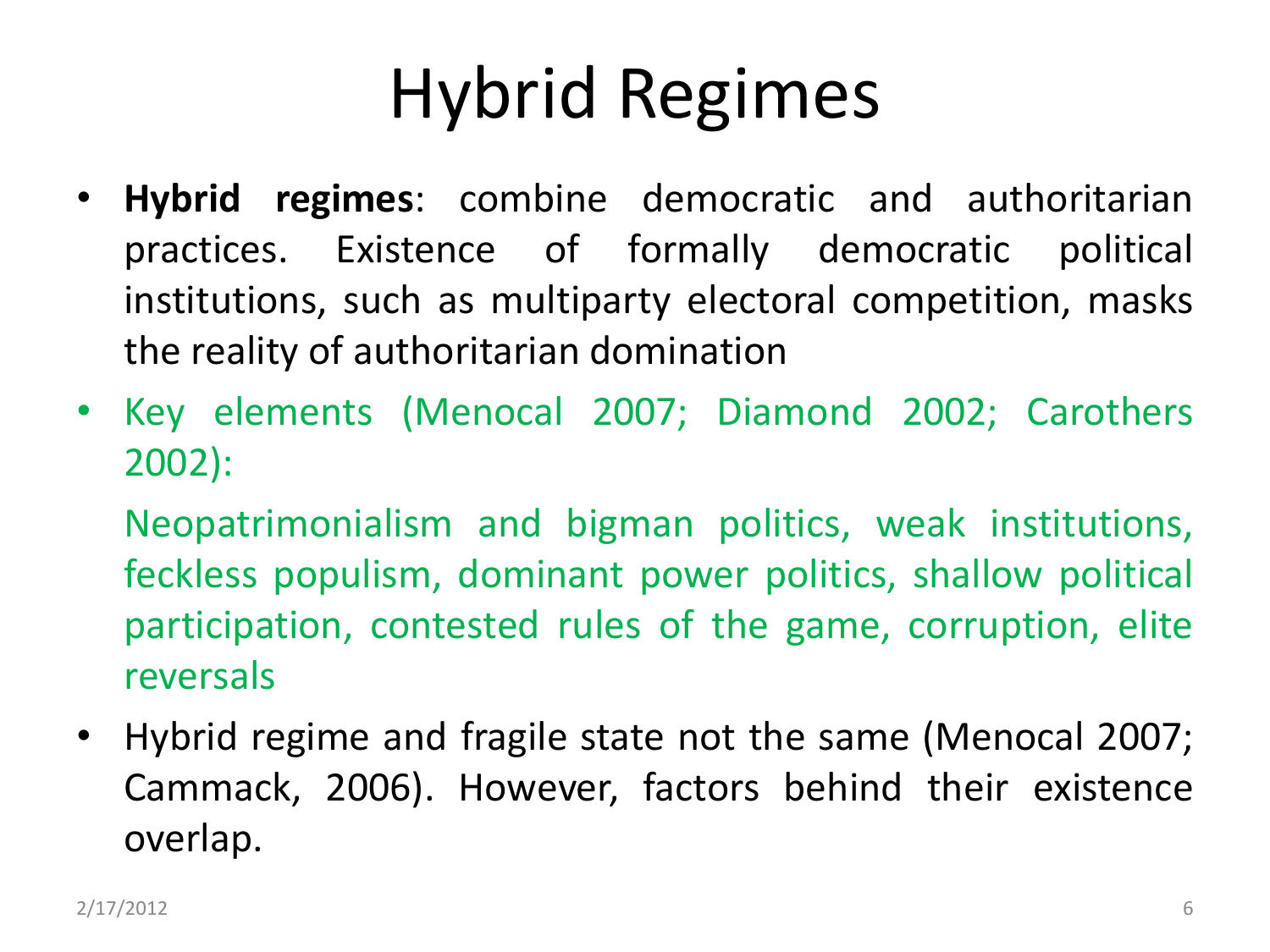# Hybrid Regimes

- **Hybrid regimes**: combine democratic and authoritarian practices. Existence of formally democratic political institutions, such as multiparty electoral competition, masks the reality of authoritarian domination
- Key elements (Menocal 2007; Diamond 2002; Carothers 2002):

  Neopatrimonialism and bigman politics, weak institutions, feckless populism, dominant power politics, shallow political participation, contested rules of the game, corruption, elite reversals

- Hybrid regime and fragile state not the same (Menocal 2007; Cammack, 2006). However, factors behind their existence overlap.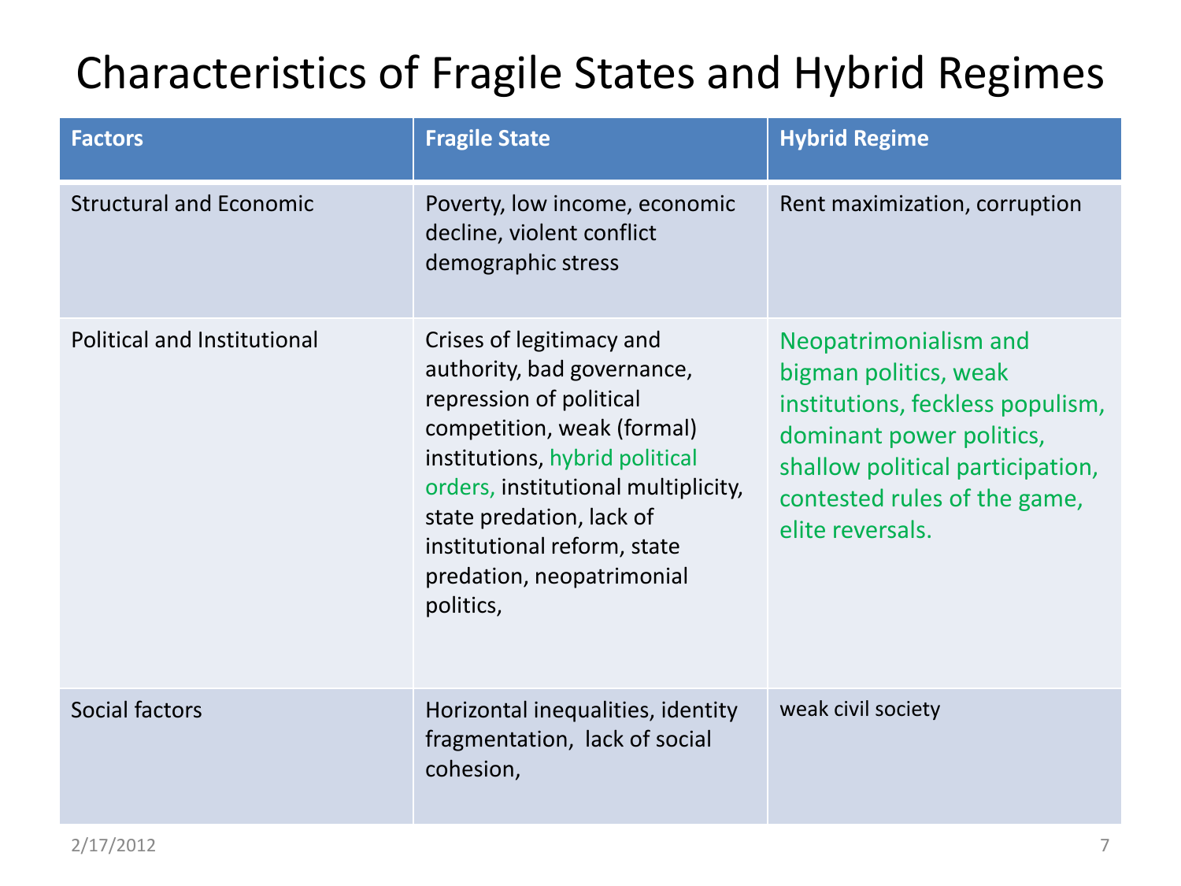# Characteristics of Fragile States and Hybrid Regimes

| Factors | Fragile State | Hybrid Regime |
|---|---|---|
| Structural and Economic | Poverty, low income, economic decline, violent conflict demographic stress | Rent maximization, corruption |
| Political and Institutional | Crises of legitimacy and authority, bad governance, repression of political competition, weak (formal) institutions, hybrid political orders, institutional multiplicity, state predation, lack of institutional reform, state predation, neopatrimonial politics, | Neopatrimonialism and bigman politics, weak institutions, feckless populism, dominant power politics, shallow political participation, contested rules of the game, elite reversals. |
| Social factors | Horizontal inequalities, identity fragmentation, lack of social cohesion, | weak civil society |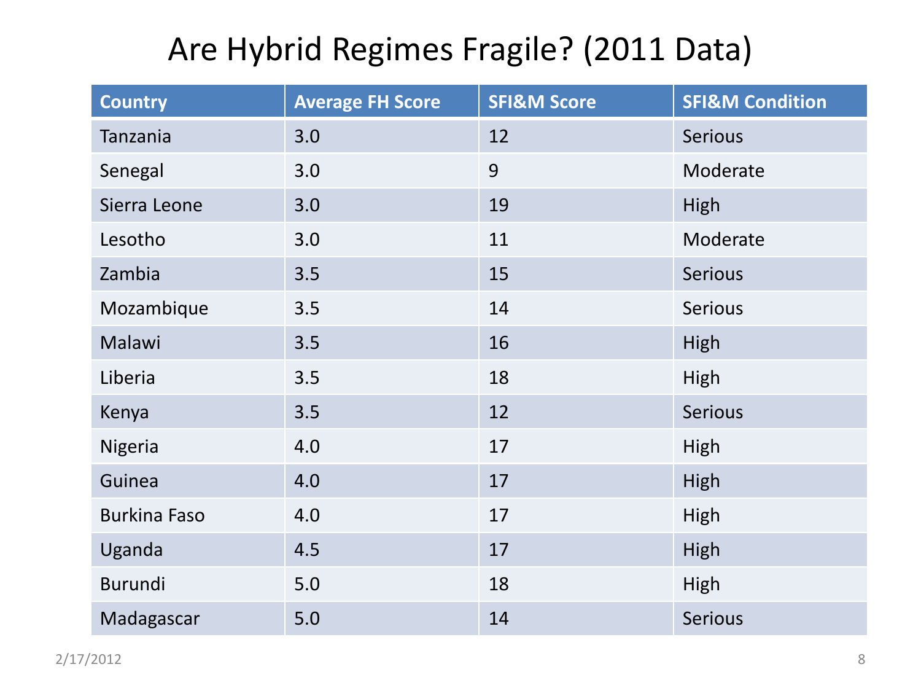# Are Hybrid Regimes Fragile? (2011 Data)

| Country | Average FH Score | SFI&M Score | SFI&M Condition |
|---|---|---|---|
| Tanzania | 3.0 | 12 | Serious |
| Senegal | 3.0 | 9 | Moderate |
| Sierra Leone | 3.0 | 19 | High |
| Lesotho | 3.0 | 11 | Moderate |
| Zambia | 3.5 | 15 | Serious |
| Mozambique | 3.5 | 14 | Serious |
| Malawi | 3.5 | 16 | High |
| Liberia | 3.5 | 18 | High |
| Kenya | 3.5 | 12 | Serious |
| Nigeria | 4.0 | 17 | High |
| Guinea | 4.0 | 17 | High |
| Burkina Faso | 4.0 | 17 | High |
| Uganda | 4.5 | 17 | High |
| Burundi | 5.0 | 18 | High |
| Madagascar | 5.0 | 14 | Serious |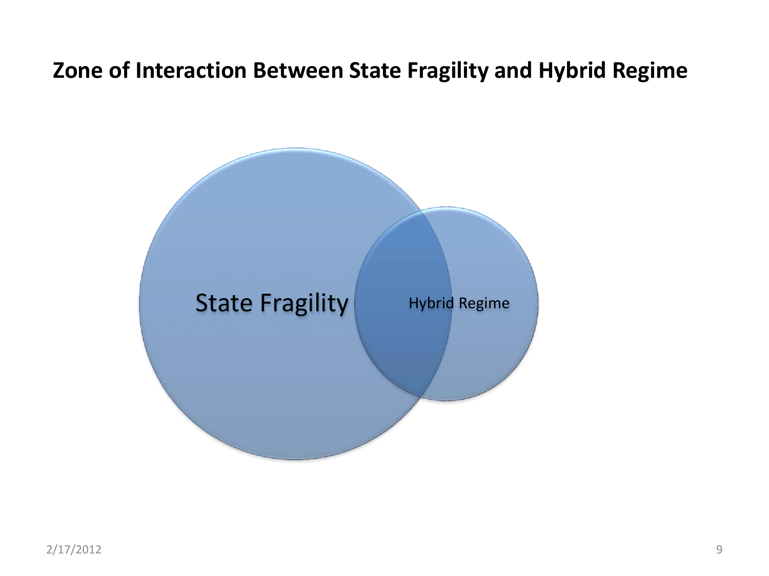## Zone of Interaction Between State Fragility and Hybrid Regime

State Fragility

Hybrid Regime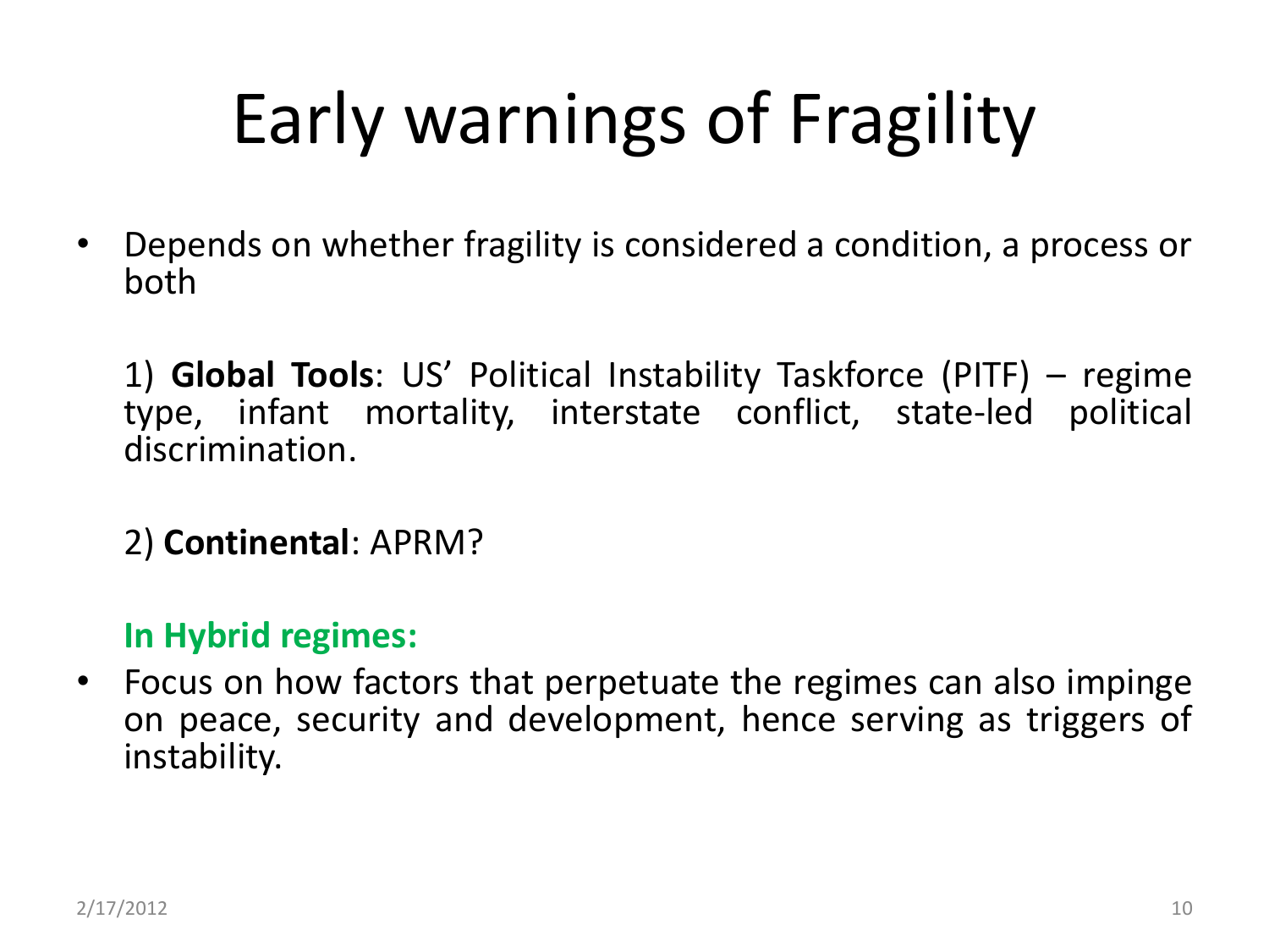# Early warnings of Fragility

- Depends on whether fragility is considered a condition, a process or both

  1) **Global Tools**: US' Political Instability Taskforce (PITF) – regime type, infant mortality, interstate conflict, state-led political discrimination.

  2) **Continental**: APRM?

  **In Hybrid regimes:**

- Focus on how factors that perpetuate the regimes can also impinge on peace, security and development, hence serving as triggers of instability.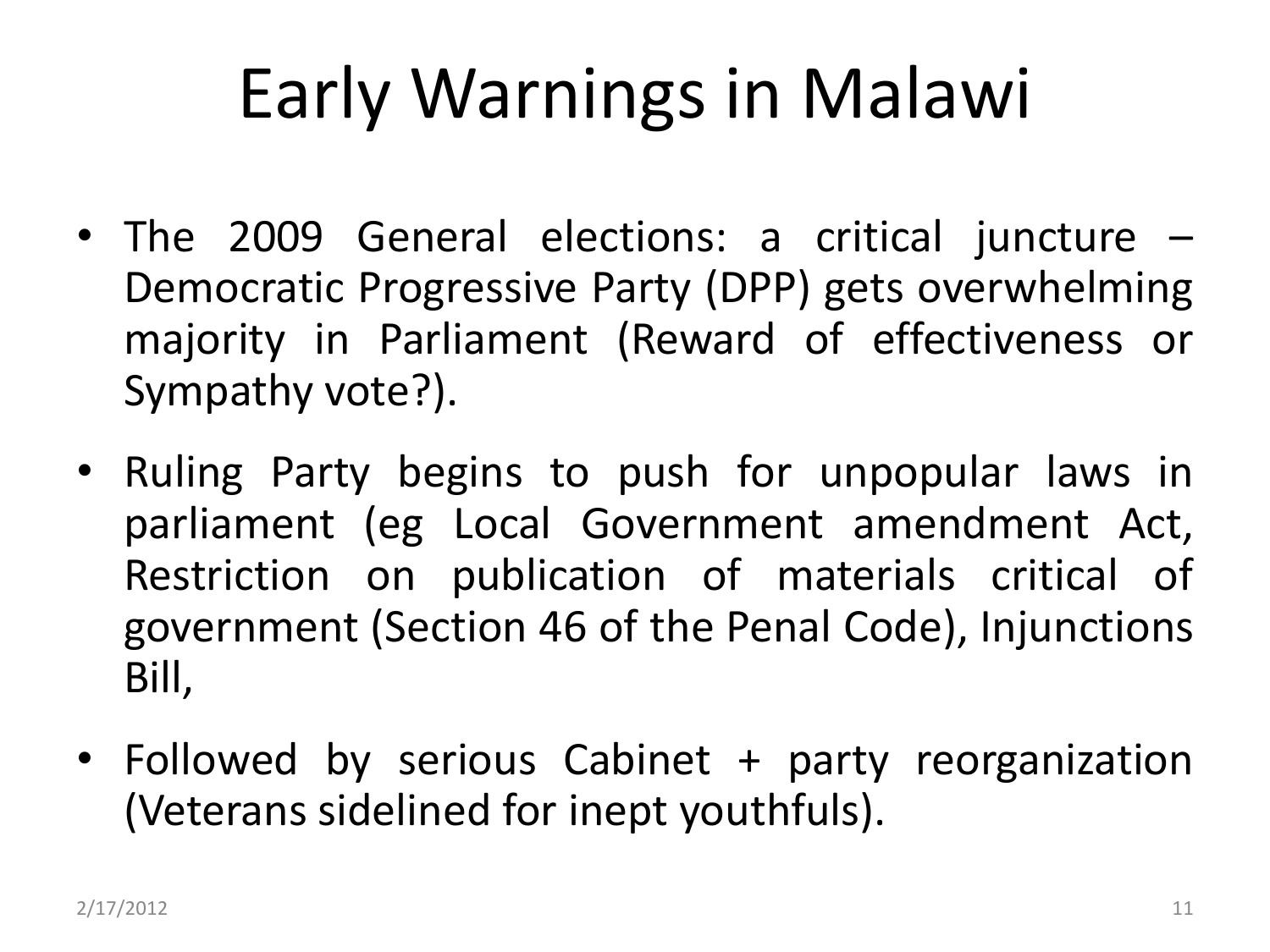# Early Warnings in Malawi

- The 2009 General elections: a critical juncture – Democratic Progressive Party (DPP) gets overwhelming majority in Parliament (Reward of effectiveness or Sympathy vote?).
- Ruling Party begins to push for unpopular laws in parliament (eg Local Government amendment Act, Restriction on publication of materials critical of government (Section 46 of the Penal Code), Injunctions Bill,
- Followed by serious Cabinet + party reorganization (Veterans sidelined for inept youthfuls).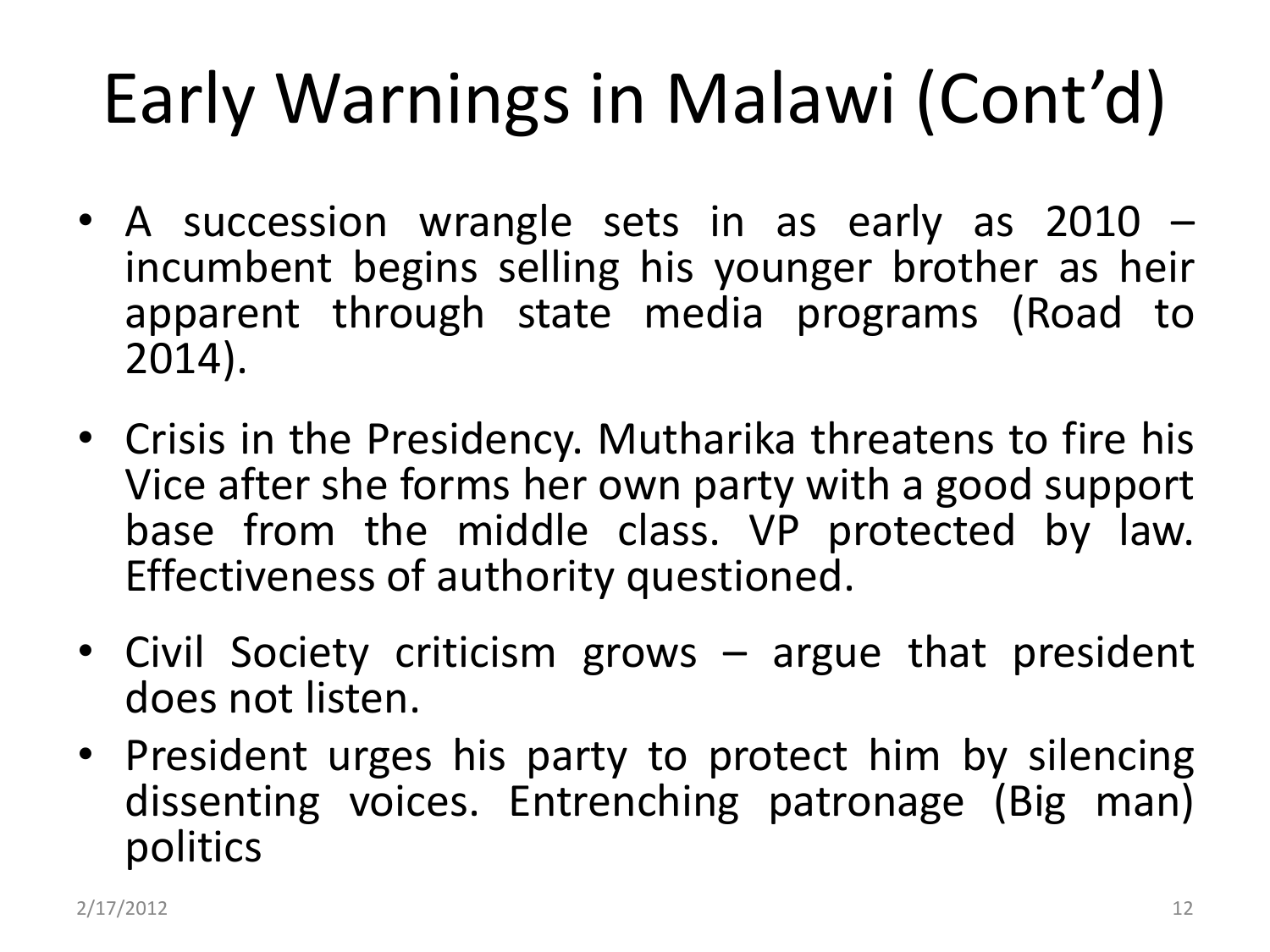# Early Warnings in Malawi (Cont'd)

- A succession wrangle sets in as early as 2010 – incumbent begins selling his younger brother as heir apparent through state media programs (Road to 2014).
- Crisis in the Presidency. Mutharika threatens to fire his Vice after she forms her own party with a good support base from the middle class. VP protected by law. Effectiveness of authority questioned.
- Civil Society criticism grows – argue that president does not listen.
- President urges his party to protect him by silencing dissenting voices. Entrenching patronage (Big man) politics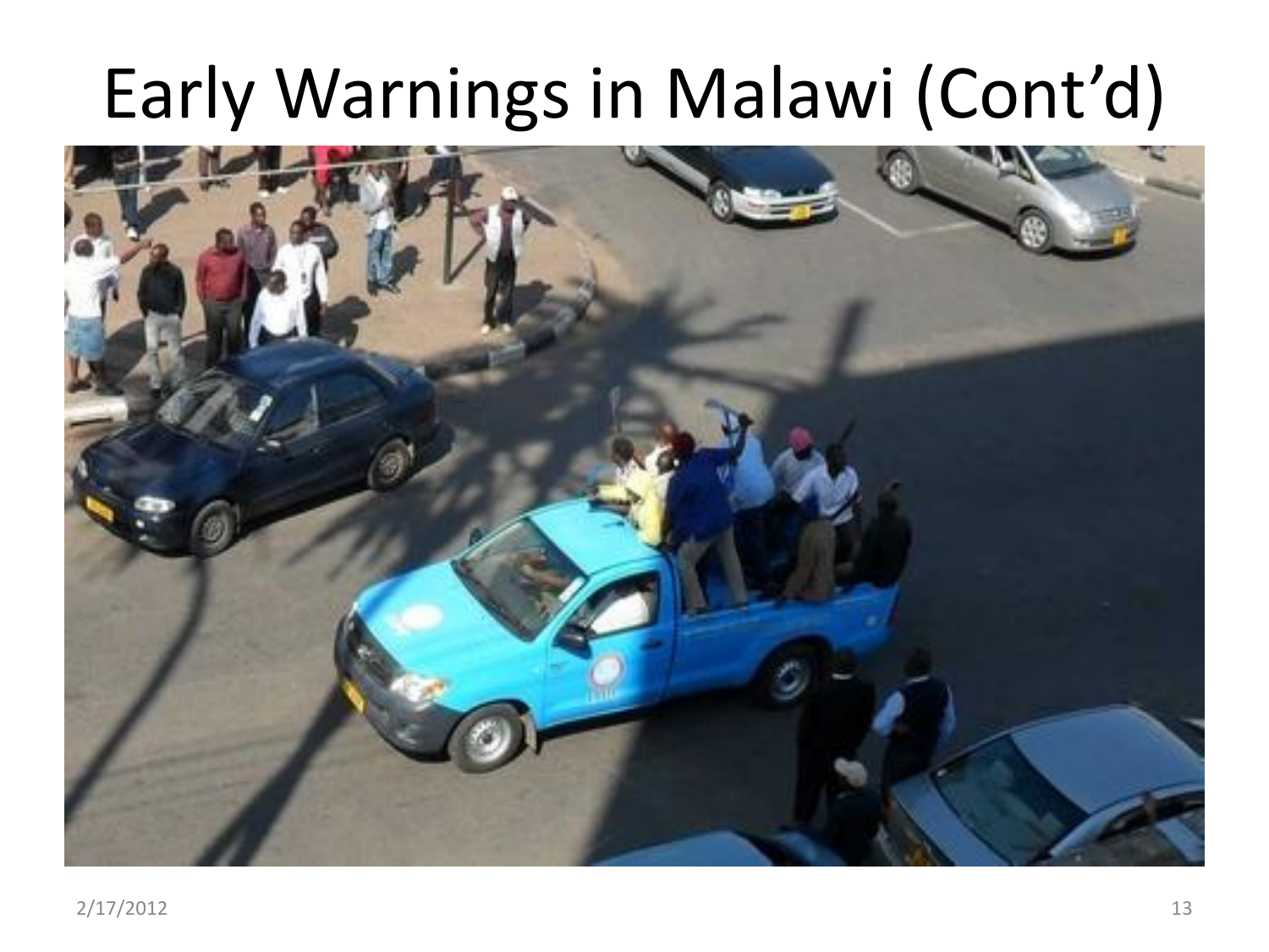# Early Warnings in Malawi (Cont'd)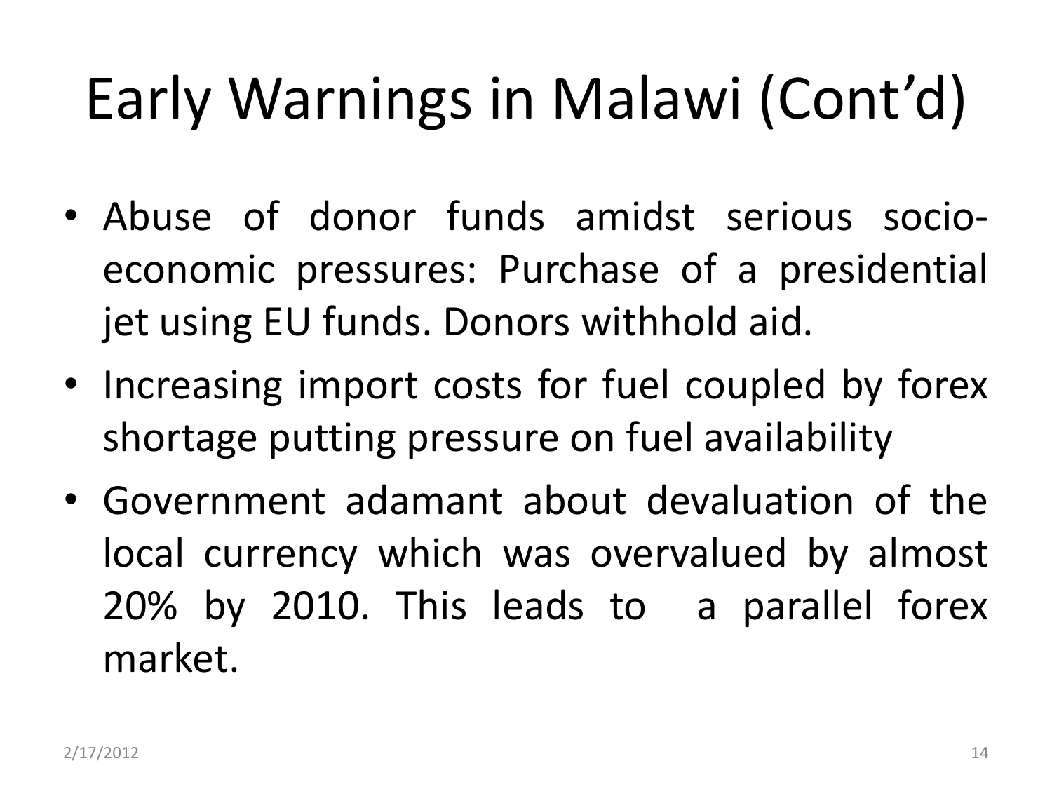# Early Warnings in Malawi (Cont'd)

- Abuse of donor funds amidst serious socio-economic pressures: Purchase of a presidential jet using EU funds. Donors withhold aid.
- Increasing import costs for fuel coupled by forex shortage putting pressure on fuel availability
- Government adamant about devaluation of the local currency which was overvalued by almost 20% by 2010. This leads to a parallel forex market.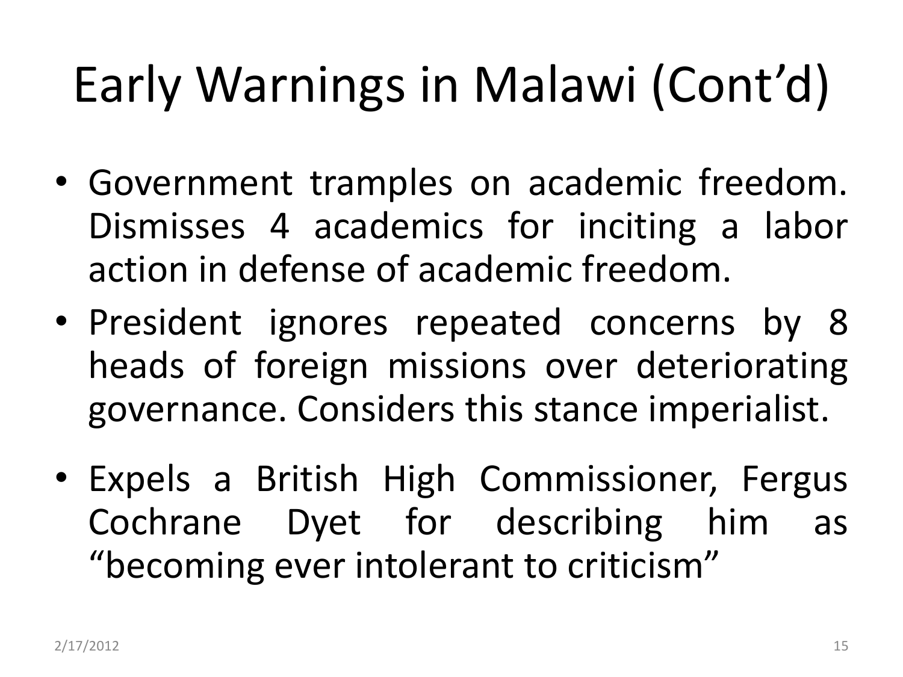# Early Warnings in Malawi (Cont'd)

- Government tramples on academic freedom. Dismisses 4 academics for inciting a labor action in defense of academic freedom.
- President ignores repeated concerns by 8 heads of foreign missions over deteriorating governance. Considers this stance imperialist.
- Expels a British High Commissioner, Fergus Cochrane Dyet for describing him as "becoming ever intolerant to criticism"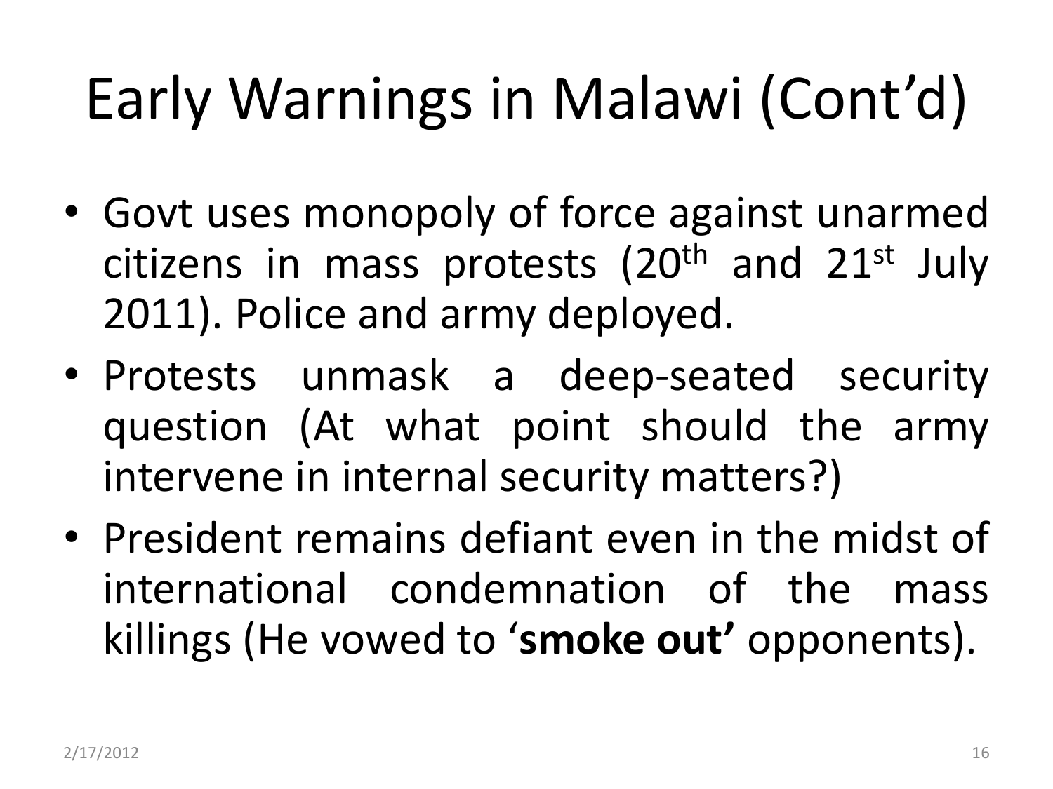# Early Warnings in Malawi (Cont'd)

- Govt uses monopoly of force against unarmed citizens in mass protests (20th and 21st July 2011). Police and army deployed.
- Protests unmask a deep-seated security question (At what point should the army intervene in internal security matters?)
- President remains defiant even in the midst of international condemnation of the mass killings (He vowed to '**smoke out'** opponents).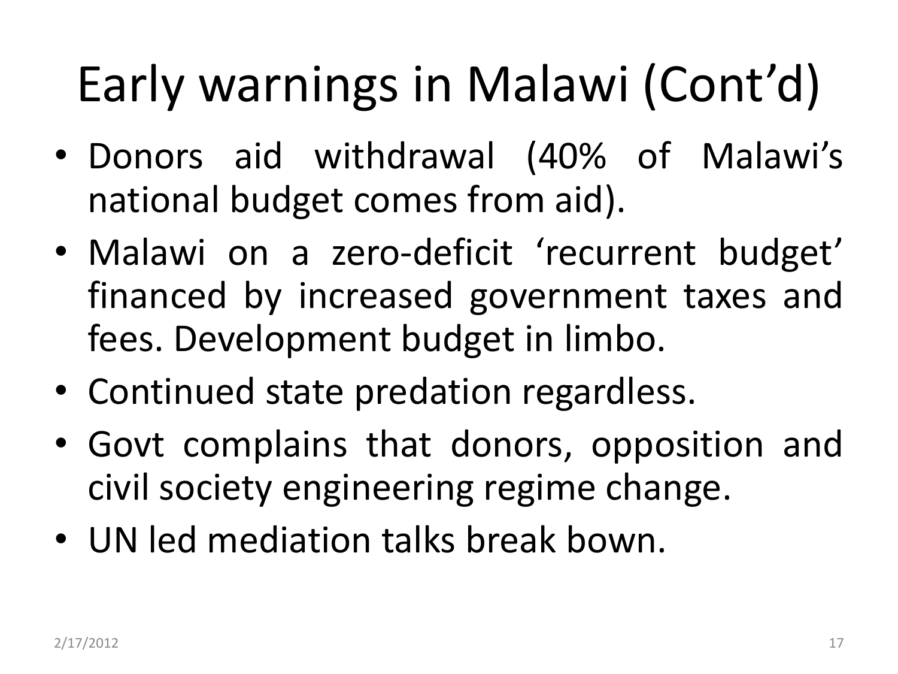# Early warnings in Malawi (Cont'd)

- Donors aid withdrawal (40% of Malawi's national budget comes from aid).
- Malawi on a zero-deficit 'recurrent budget' financed by increased government taxes and fees. Development budget in limbo.
- Continued state predation regardless.
- Govt complains that donors, opposition and civil society engineering regime change.
- UN led mediation talks break bown.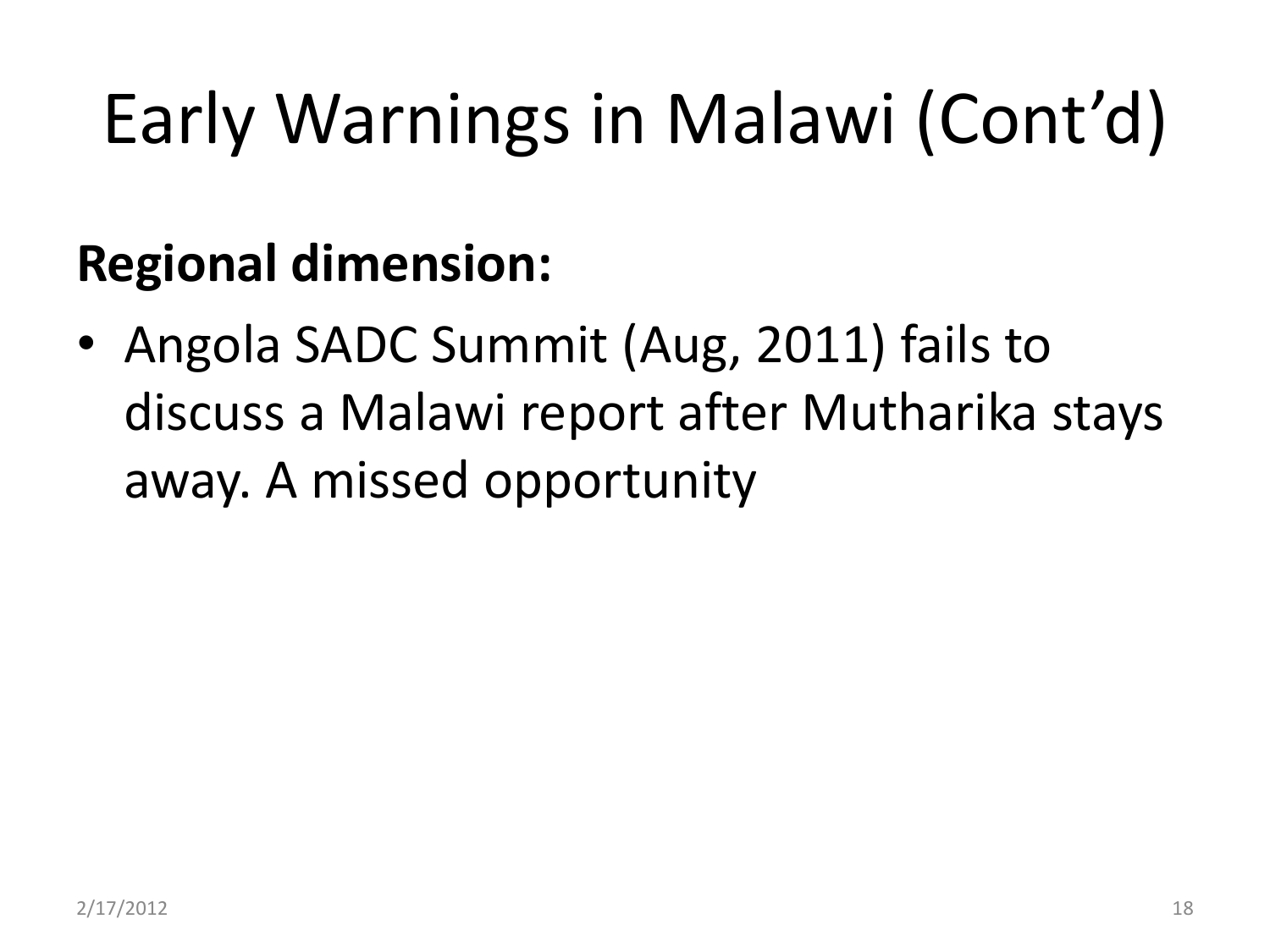# Early Warnings in Malawi (Cont'd)

**Regional dimension:**

- Angola SADC Summit (Aug, 2011) fails to discuss a Malawi report after Mutharika stays away. A missed opportunity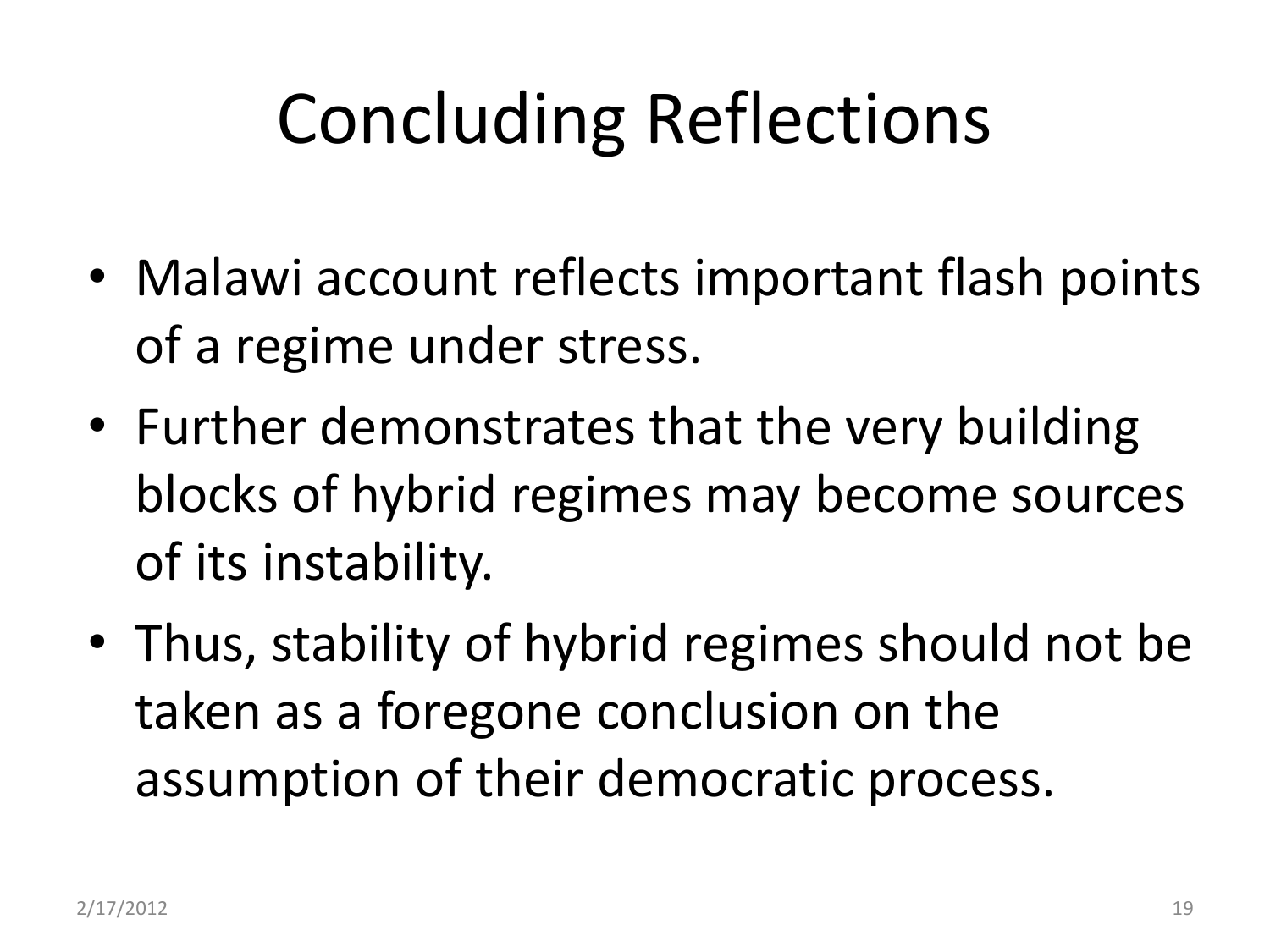# Concluding Reflections

- Malawi account reflects important flash points of a regime under stress.
- Further demonstrates that the very building blocks of hybrid regimes may become sources of its instability.
- Thus, stability of hybrid regimes should not be taken as a foregone conclusion on the assumption of their democratic process.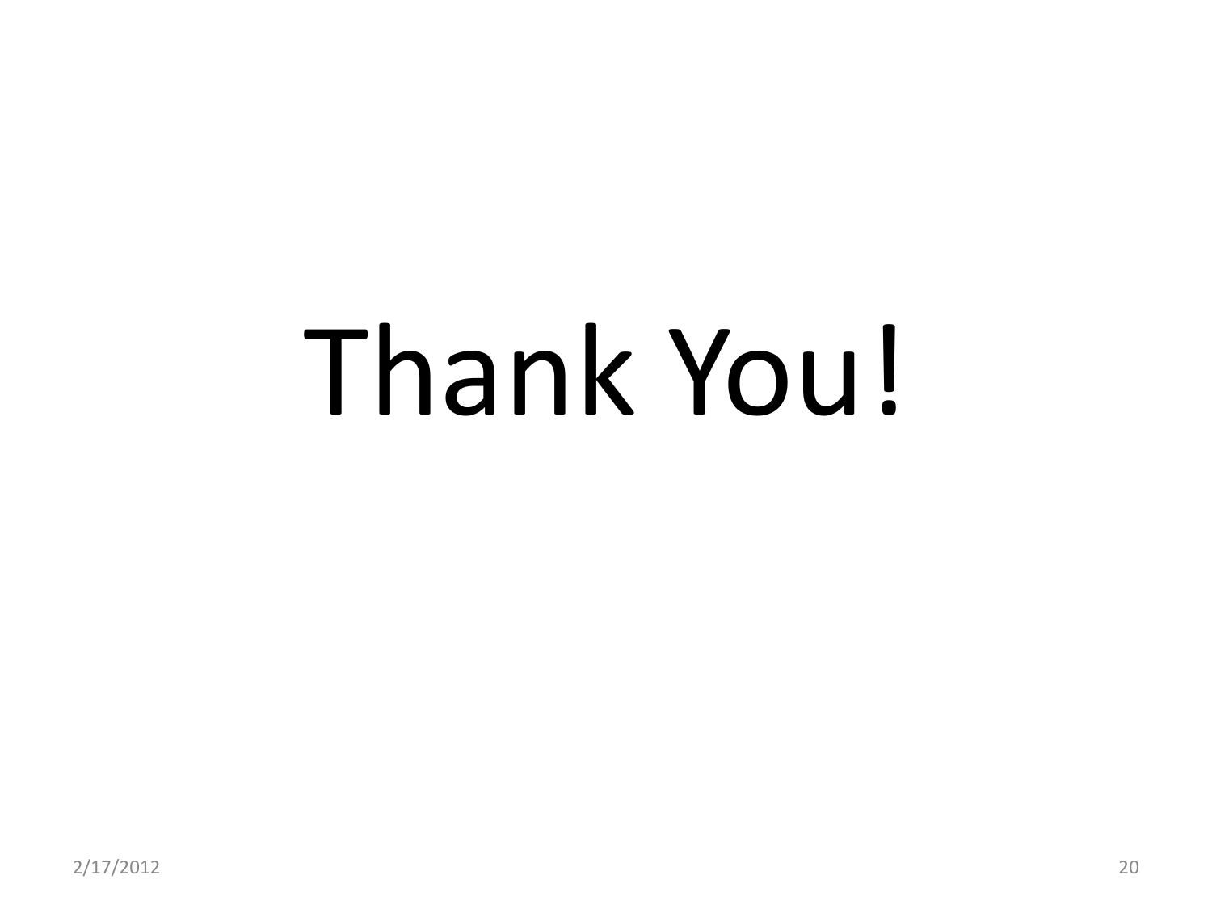# Thank You!